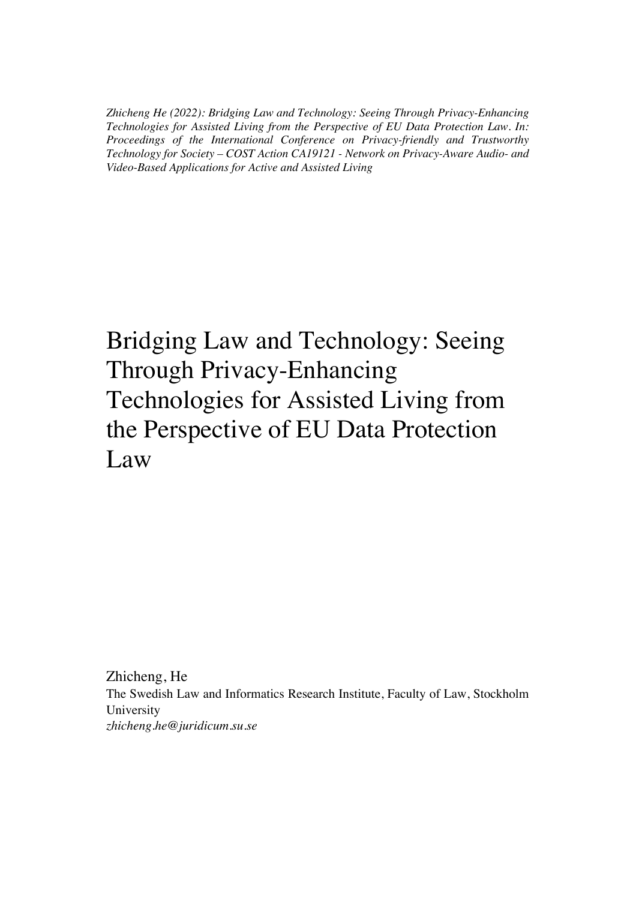*Zhicheng He (2022): Bridging Law and Technology: Seeing Through Privacy-Enhancing Technologies for Assisted Living from the Perspective of EU Data Protection Law. In: Proceedings of the International Conference on Privacy-friendly and Trustworthy Technology for Society – COST Action CA19121 - Network on Privacy-Aware Audio- and Video-Based Applications for Active and Assisted Living*

# Bridging Law and Technology: Seeing Through Privacy-Enhancing Technologies for Assisted Living from the Perspective of EU Data Protection Law

Zhicheng, He
The Swedish Law and Informatics Research Institute, Faculty of Law, Stockholm University
*zhicheng.he@juridicum.su.se*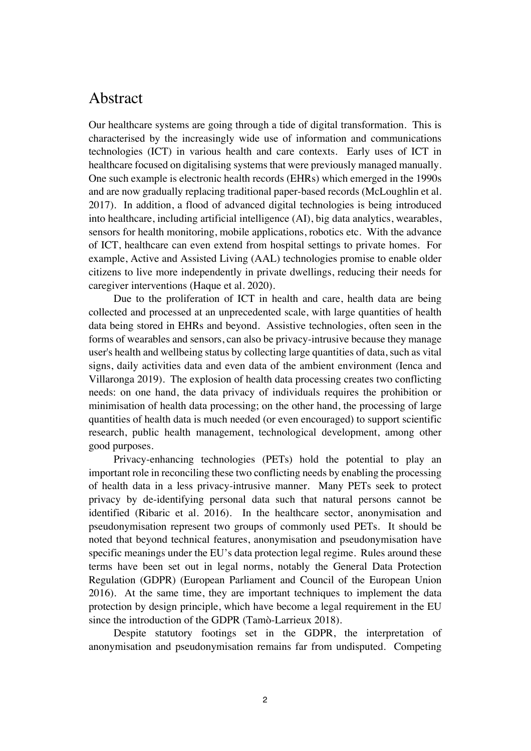# Abstract

Our healthcare systems are going through a tide of digital transformation. This is characterised by the increasingly wide use of information and communications technologies (ICT) in various health and care contexts. Early uses of ICT in healthcare focused on digitalising systems that were previously managed manually. One such example is electronic health records (EHRs) which emerged in the 1990s and are now gradually replacing traditional paper-based records (McLoughlin et al. 2017). In addition, a flood of advanced digital technologies is being introduced into healthcare, including artificial intelligence (AI), big data analytics, wearables, sensors for health monitoring, mobile applications, robotics etc. With the advance of ICT, healthcare can even extend from hospital settings to private homes. For example, Active and Assisted Living (AAL) technologies promise to enable older citizens to live more independently in private dwellings, reducing their needs for caregiver interventions (Haque et al. 2020).

Due to the proliferation of ICT in health and care, health data are being collected and processed at an unprecedented scale, with large quantities of health data being stored in EHRs and beyond. Assistive technologies, often seen in the forms of wearables and sensors, can also be privacy-intrusive because they manage user's health and wellbeing status by collecting large quantities of data, such as vital signs, daily activities data and even data of the ambient environment (Ienca and Villaronga 2019). The explosion of health data processing creates two conflicting needs: on one hand, the data privacy of individuals requires the prohibition or minimisation of health data processing; on the other hand, the processing of large quantities of health data is much needed (or even encouraged) to support scientific research, public health management, technological development, among other good purposes.

Privacy-enhancing technologies (PETs) hold the potential to play an important role in reconciling these two conflicting needs by enabling the processing of health data in a less privacy-intrusive manner. Many PETs seek to protect privacy by de-identifying personal data such that natural persons cannot be identified (Ribaric et al. 2016). In the healthcare sector, anonymisation and pseudonymisation represent two groups of commonly used PETs. It should be noted that beyond technical features, anonymisation and pseudonymisation have specific meanings under the EU's data protection legal regime. Rules around these terms have been set out in legal norms, notably the General Data Protection Regulation (GDPR) (European Parliament and Council of the European Union 2016). At the same time, they are important techniques to implement the data protection by design principle, which have become a legal requirement in the EU since the introduction of the GDPR (Tamò-Larrieux 2018).

Despite statutory footings set in the GDPR, the interpretation of anonymisation and pseudonymisation remains far from undisputed. Competing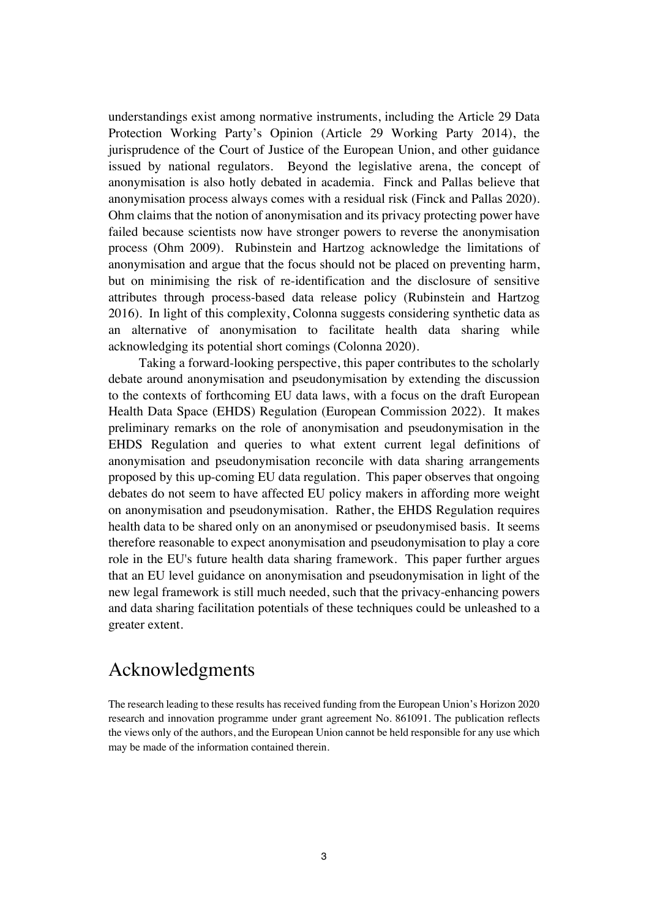understandings exist among normative instruments, including the Article 29 Data Protection Working Party's Opinion (Article 29 Working Party 2014), the jurisprudence of the Court of Justice of the European Union, and other guidance issued by national regulators. Beyond the legislative arena, the concept of anonymisation is also hotly debated in academia. Finck and Pallas believe that anonymisation process always comes with a residual risk (Finck and Pallas 2020). Ohm claims that the notion of anonymisation and its privacy protecting power have failed because scientists now have stronger powers to reverse the anonymisation process (Ohm 2009). Rubinstein and Hartzog acknowledge the limitations of anonymisation and argue that the focus should not be placed on preventing harm, but on minimising the risk of re-identification and the disclosure of sensitive attributes through process-based data release policy (Rubinstein and Hartzog 2016). In light of this complexity, Colonna suggests considering synthetic data as an alternative of anonymisation to facilitate health data sharing while acknowledging its potential short comings (Colonna 2020).

Taking a forward-looking perspective, this paper contributes to the scholarly debate around anonymisation and pseudonymisation by extending the discussion to the contexts of forthcoming EU data laws, with a focus on the draft European Health Data Space (EHDS) Regulation (European Commission 2022). It makes preliminary remarks on the role of anonymisation and pseudonymisation in the EHDS Regulation and queries to what extent current legal definitions of anonymisation and pseudonymisation reconcile with data sharing arrangements proposed by this up-coming EU data regulation. This paper observes that ongoing debates do not seem to have affected EU policy makers in affording more weight on anonymisation and pseudonymisation. Rather, the EHDS Regulation requires health data to be shared only on an anonymised or pseudonymised basis. It seems therefore reasonable to expect anonymisation and pseudonymisation to play a core role in the EU's future health data sharing framework. This paper further argues that an EU level guidance on anonymisation and pseudonymisation in light of the new legal framework is still much needed, such that the privacy-enhancing powers and data sharing facilitation potentials of these techniques could be unleashed to a greater extent.

## Acknowledgments

The research leading to these results has received funding from the European Union's Horizon 2020 research and innovation programme under grant agreement No. 861091. The publication reflects the views only of the authors, and the European Union cannot be held responsible for any use which may be made of the information contained therein.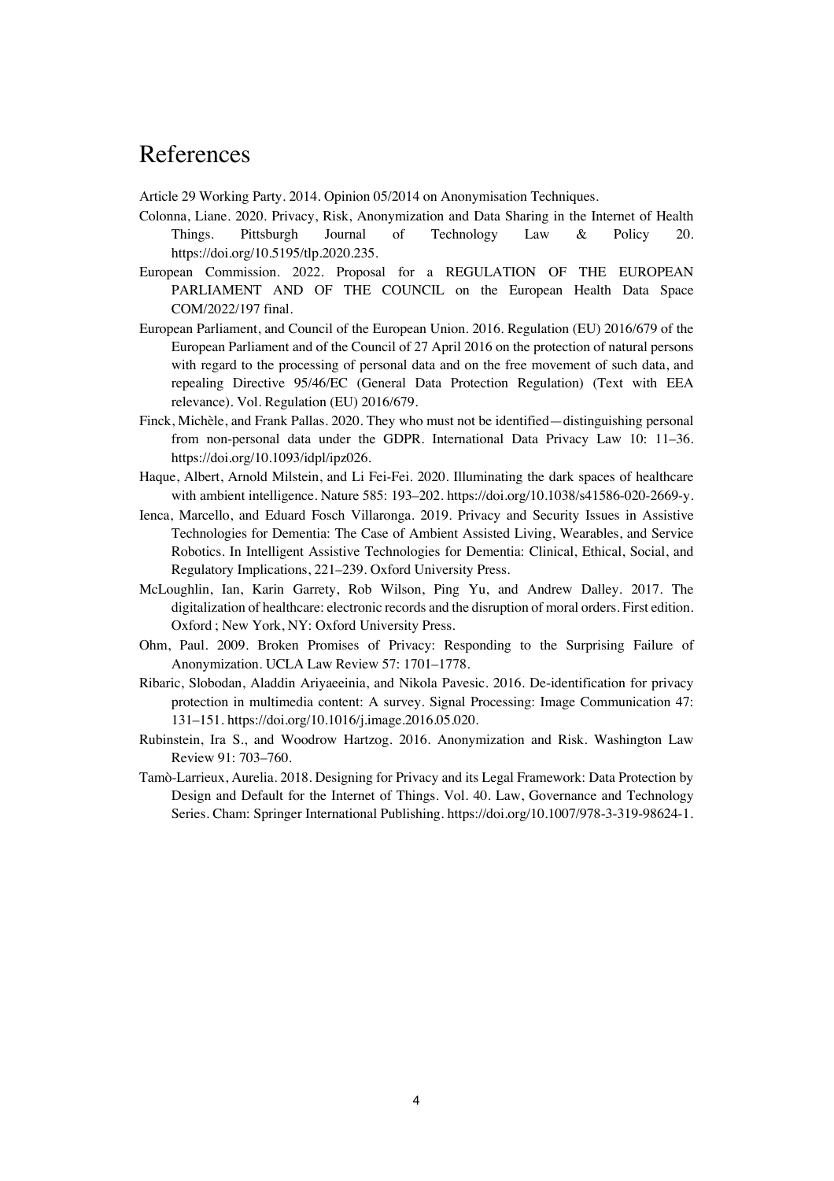# References

Article 29 Working Party. 2014. Opinion 05/2014 on Anonymisation Techniques.

Colonna, Liane. 2020. Privacy, Risk, Anonymization and Data Sharing in the Internet of Health Things. Pittsburgh Journal of Technology Law & Policy 20. https://doi.org/10.5195/tlp.2020.235.

European Commission. 2022. Proposal for a REGULATION OF THE EUROPEAN PARLIAMENT AND OF THE COUNCIL on the European Health Data Space COM/2022/197 final.

European Parliament, and Council of the European Union. 2016. Regulation (EU) 2016/679 of the European Parliament and of the Council of 27 April 2016 on the protection of natural persons with regard to the processing of personal data and on the free movement of such data, and repealing Directive 95/46/EC (General Data Protection Regulation) (Text with EEA relevance). Vol. Regulation (EU) 2016/679.

Finck, Michèle, and Frank Pallas. 2020. They who must not be identified—distinguishing personal from non-personal data under the GDPR. International Data Privacy Law 10: 11–36. https://doi.org/10.1093/idpl/ipz026.

Haque, Albert, Arnold Milstein, and Li Fei-Fei. 2020. Illuminating the dark spaces of healthcare with ambient intelligence. Nature 585: 193–202. https://doi.org/10.1038/s41586-020-2669-y.

Ienca, Marcello, and Eduard Fosch Villaronga. 2019. Privacy and Security Issues in Assistive Technologies for Dementia: The Case of Ambient Assisted Living, Wearables, and Service Robotics. In Intelligent Assistive Technologies for Dementia: Clinical, Ethical, Social, and Regulatory Implications, 221–239. Oxford University Press.

McLoughlin, Ian, Karin Garrety, Rob Wilson, Ping Yu, and Andrew Dalley. 2017. The digitalization of healthcare: electronic records and the disruption of moral orders. First edition. Oxford ; New York, NY: Oxford University Press.

Ohm, Paul. 2009. Broken Promises of Privacy: Responding to the Surprising Failure of Anonymization. UCLA Law Review 57: 1701–1778.

Ribaric, Slobodan, Aladdin Ariyaeeinia, and Nikola Pavesic. 2016. De-identification for privacy protection in multimedia content: A survey. Signal Processing: Image Communication 47: 131–151. https://doi.org/10.1016/j.image.2016.05.020.

Rubinstein, Ira S., and Woodrow Hartzog. 2016. Anonymization and Risk. Washington Law Review 91: 703–760.

Tamò-Larrieux, Aurelia. 2018. Designing for Privacy and its Legal Framework: Data Protection by Design and Default for the Internet of Things. Vol. 40. Law, Governance and Technology Series. Cham: Springer International Publishing. https://doi.org/10.1007/978-3-319-98624-1.